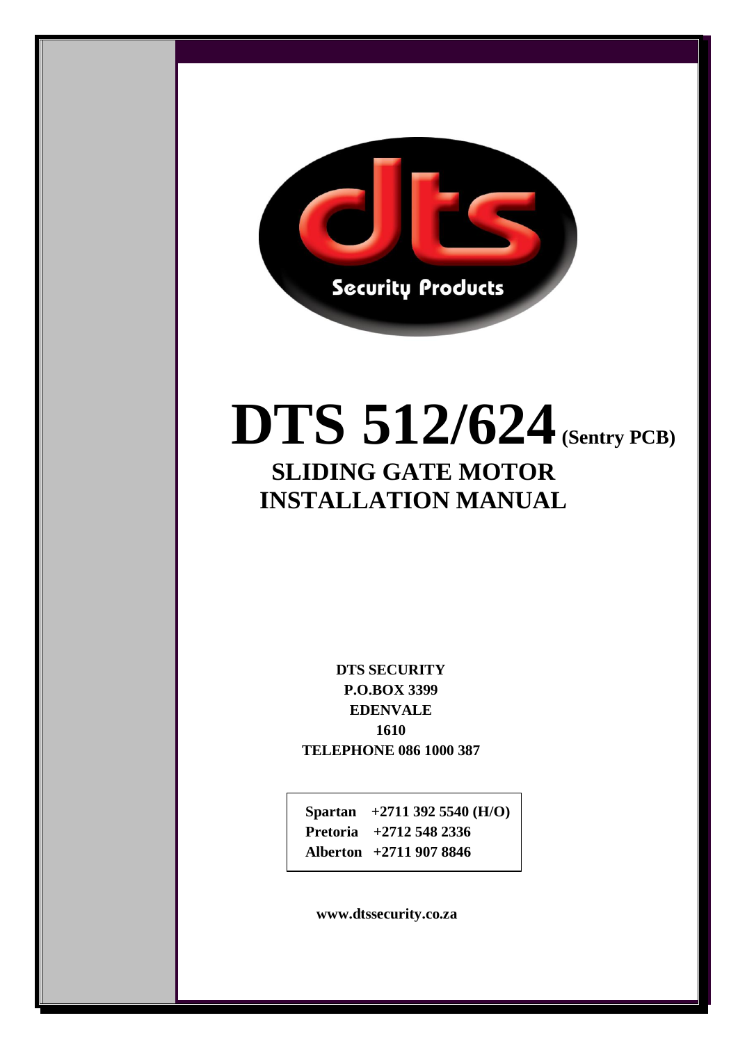dts

Security Products

# DTS 512/624 (Sentry PCB)

## SLIDING GATE MOTOR INSTALLATION MANUAL

**DTS SECURITY**
**P.O.BOX 3399**
**EDENVALE**
**1610**
**TELEPHONE 086 1000 387**

| | |
|---|---|
| **Spartan** | **+2711 392 5540 (H/O)** |
| **Pretoria** | **+2712 548 2336** |
| **Alberton** | **+2711 907 8846** |

**www.dtssecurity.co.za**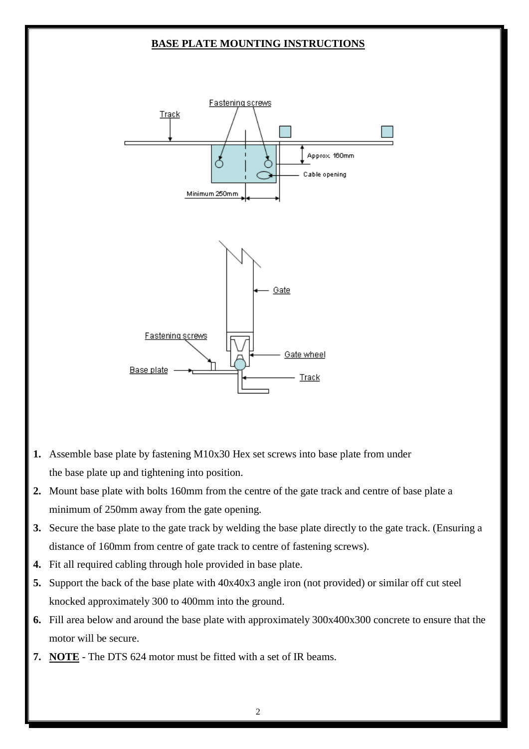## BASE PLATE MOUNTING INSTRUCTIONS

Fastening screws

Track

Approx. 160mm

Cable opening

Minimum 250mm

Gate

Fastening screws

Gate wheel

Base plate

Track

1. Assemble base plate by fastening M10x30 Hex set screws into base plate from under the base plate up and tightening into position.
2. Mount base plate with bolts 160mm from the centre of the gate track and centre of base plate a minimum of 250mm away from the gate opening.
3. Secure the base plate to the gate track by welding the base plate directly to the gate track. (Ensuring a distance of 160mm from centre of gate track to centre of fastening screws).
4. Fit all required cabling through hole provided in base plate.
5. Support the back of the base plate with 40x40x3 angle iron (not provided) or similar off cut steel knocked approximately 300 to 400mm into the ground.
6. Fill area below and around the base plate with approximately 300x400x300 concrete to ensure that the motor will be secure.
7. **NOTE** - The DTS 624 motor must be fitted with a set of IR beams.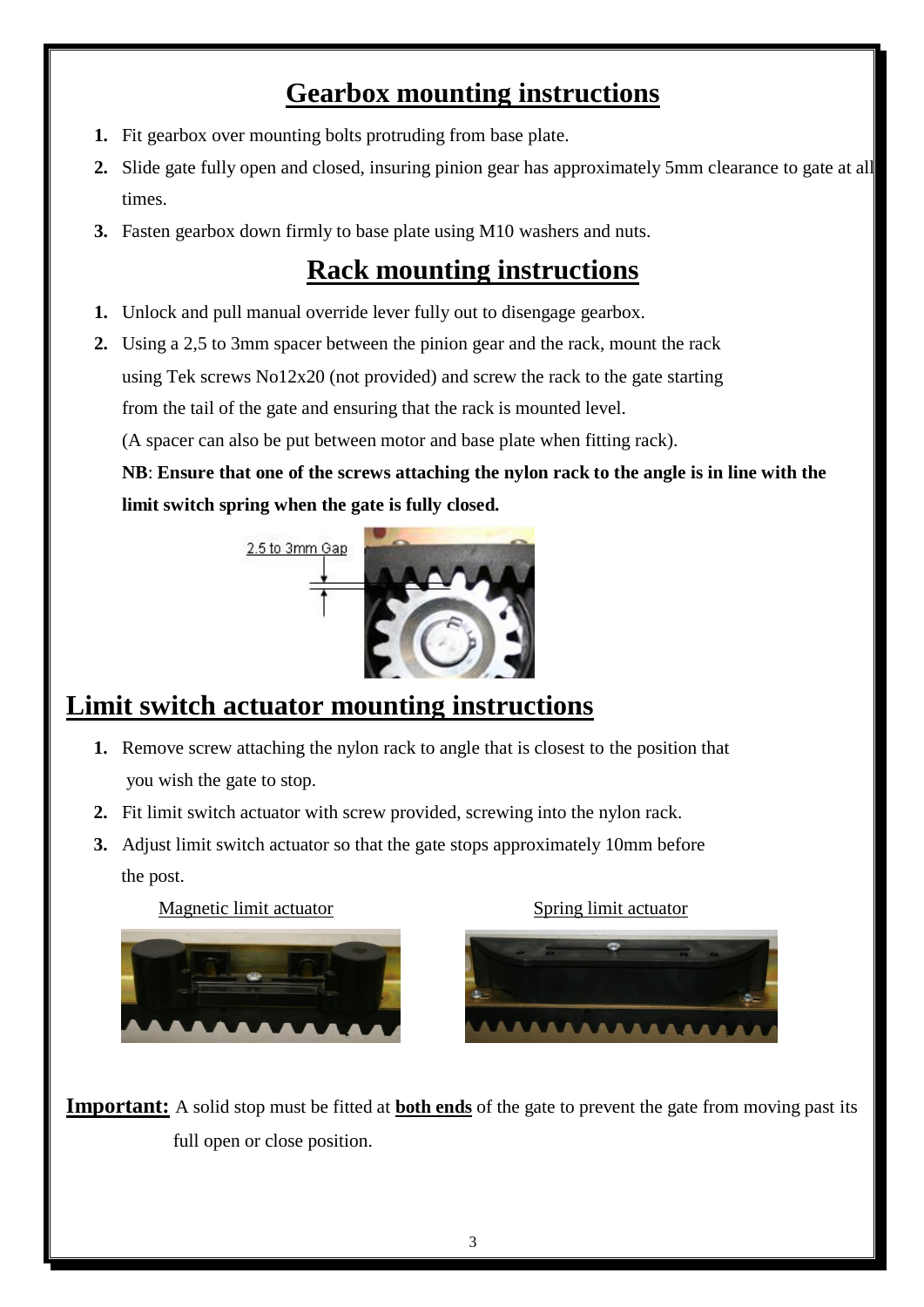# Gearbox mounting instructions

1. Fit gearbox over mounting bolts protruding from base plate.
2. Slide gate fully open and closed, insuring pinion gear has approximately 5mm clearance to gate at all times.
3. Fasten gearbox down firmly to base plate using M10 washers and nuts.

# Rack mounting instructions

1. Unlock and pull manual override lever fully out to disengage gearbox.
2. Using a 2,5 to 3mm spacer between the pinion gear and the rack, mount the rack using Tek screws No12x20 (not provided) and screw the rack to the gate starting from the tail of the gate and ensuring that the rack is mounted level.

   (A spacer can also be put between motor and base plate when fitting rack).

   **NB**: **Ensure that one of the screws attaching the nylon rack to the angle is in line with the limit switch spring when the gate is fully closed.**

2.5 to 3mm Gap

# Limit switch actuator mounting instructions

1. Remove screw attaching the nylon rack to angle that is closest to the position that you wish the gate to stop.
2. Fit limit switch actuator with screw provided, screwing into the nylon rack.
3. Adjust limit switch actuator so that the gate stops approximately 10mm before the post.

Magnetic limit actuator

Spring limit actuator

**Important:** A solid stop must be fitted at **both ends** of the gate to prevent the gate from moving past its full open or close position.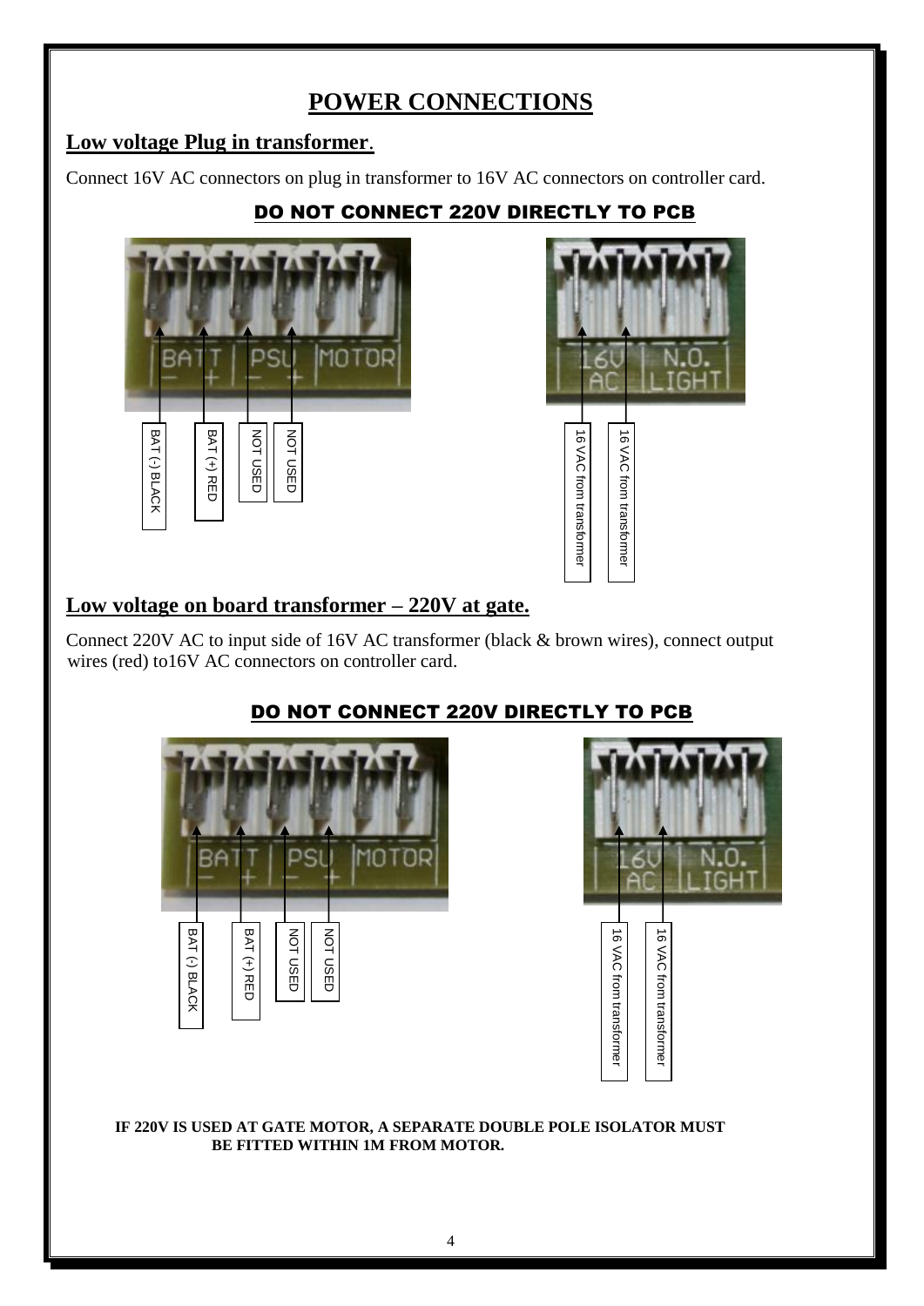# POWER CONNECTIONS

## Low voltage Plug in transformer.

Connect 16V AC connectors on plug in transformer to 16V AC connectors on controller card.

**DO NOT CONNECT 220V DIRECTLY TO PCB**

BATT − +
PSU − +
MOTOR

BAT (-) BLACK
BAT (+) RED
NOT USED
NOT USED

16V AC
N.O. LIGHT

16 VAC from transformer
16 VAC from transformer

## Low voltage on board transformer – 220V at gate.

Connect 220V AC to input side of 16V AC transformer (black & brown wires), connect output wires (red) to16V AC connectors on controller card.

**DO NOT CONNECT 220V DIRECTLY TO PCB**

BATT − +
PSU − +
MOTOR

BAT (-) BLACK
BAT (+) RED
NOT USED
NOT USED

16V AC
N.O. LIGHT

16 VAC from transformer
16 VAC from transformer

**IF 220V IS USED AT GATE MOTOR, A SEPARATE DOUBLE POLE ISOLATOR MUST BE FITTED WITHIN 1M FROM MOTOR.**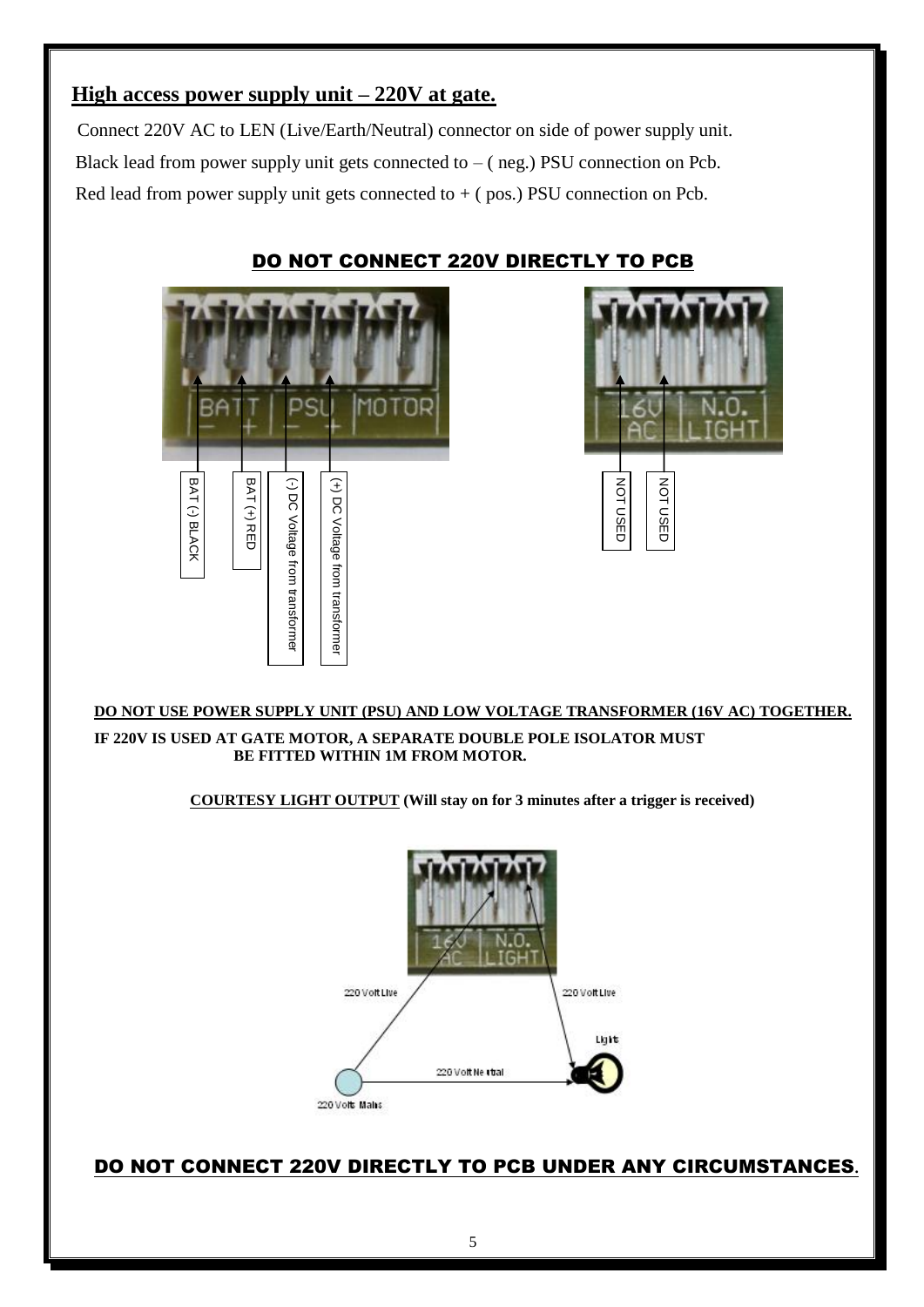## High access power supply unit – 220V at gate.

Connect 220V AC to LEN (Live/Earth/Neutral) connector on side of power supply unit.

Black lead from power supply unit gets connected to – ( neg.) PSU connection on Pcb.

Red lead from power supply unit gets connected to + ( pos.) PSU connection on Pcb.

**DO NOT CONNECT 220V DIRECTLY TO PCB**

BATT – +
PSU – +
MOTOR

BAT (-) BLACK
BAT (+) RED
(-) DC Voltage from transformer
(+) DC Voltage from transformer

16V AC
N.O. LIGHT

NOT USED
NOT USED

**DO NOT USE POWER SUPPLY UNIT (PSU) AND LOW VOLTAGE TRANSFORMER (16V AC) TOGETHER.**

**IF 220V IS USED AT GATE MOTOR, A SEPARATE DOUBLE POLE ISOLATOR MUST BE FITTED WITHIN 1M FROM MOTOR.**

**COURTESY LIGHT OUTPUT (Will stay on for 3 minutes after a trigger is received)**

16V AC
N.O. LIGHT
220 Volt Live
220 Volt Live
Lights
220 Volt Neutral
220 Volts Mains

**DO NOT CONNECT 220V DIRECTLY TO PCB UNDER ANY CIRCUMSTANCES.**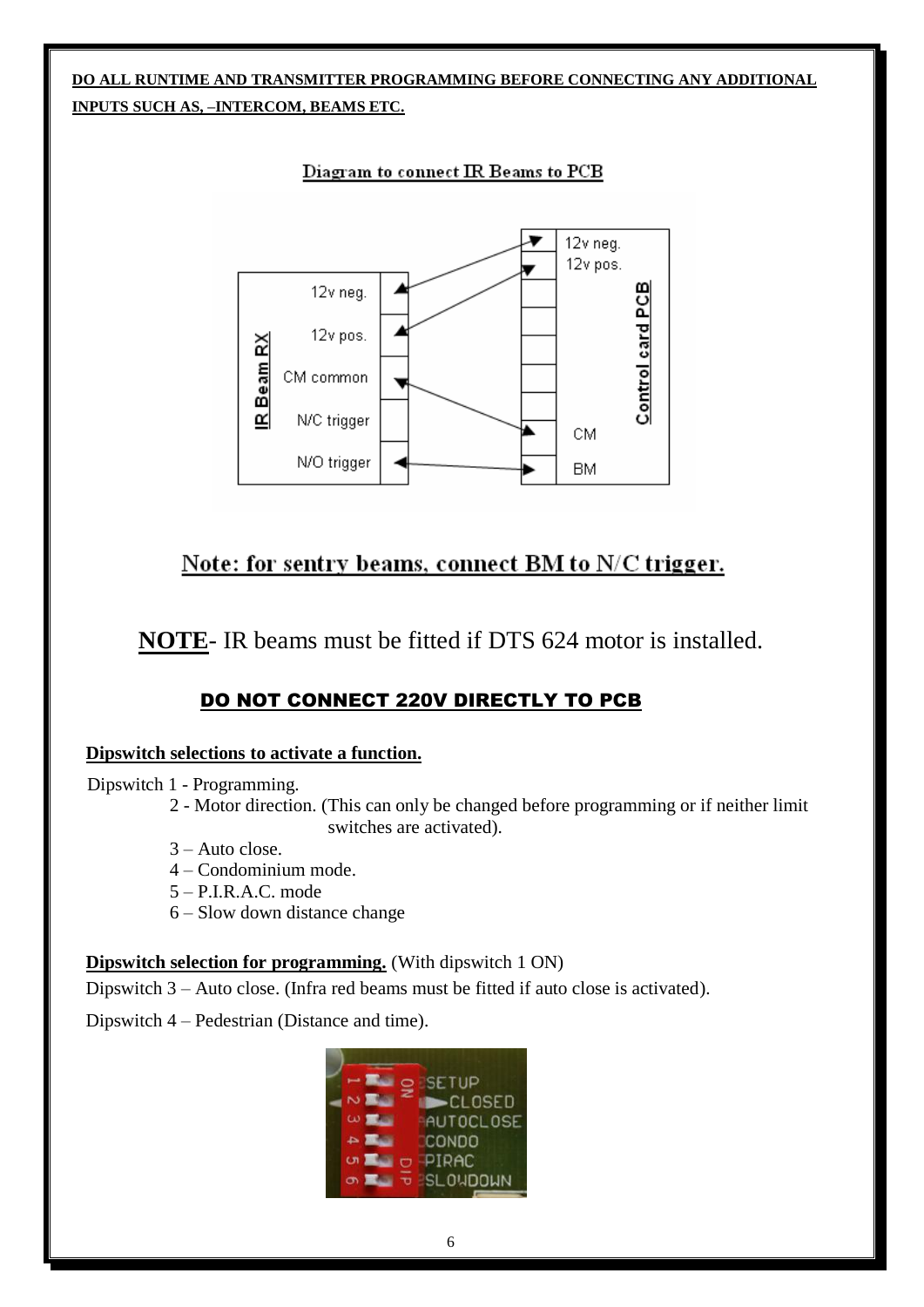**DO ALL RUNTIME AND TRANSMITTER PROGRAMMING BEFORE CONNECTING ANY ADDITIONAL INPUTS SUCH AS, –INTERCOM, BEAMS ETC.**

Diagram to connect IR Beams to PCB

IR Beam RX
12v neg.
12v pos.
CM common
N/C trigger
N/O trigger

Control card PCB
12v neg.
12v pos.
CM
BM

**Note: for sentry beams, connect BM to N/C trigger.**

**NOTE**- IR beams must be fitted if DTS 624 motor is installed.

**DO NOT CONNECT 220V DIRECTLY TO PCB**

**Dipswitch selections to activate a function.**

Dipswitch 1 - Programming.
2 - Motor direction. (This can only be changed before programming or if neither limit switches are activated).
3 – Auto close.
4 – Condominium mode.
5 – P.I.R.A.C. mode
6 – Slow down distance change

**Dipswitch selection for programming.** (With dipswitch 1 ON)

Dipswitch 3 – Auto close. (Infra red beams must be fitted if auto close is activated).

Dipswitch 4 – Pedestrian (Distance and time).

1 2 3 4 5 6
ON DIP
SETUP
CLOSED
AUTOCLOSE
CONDO
PIRAC
SLOWDOWN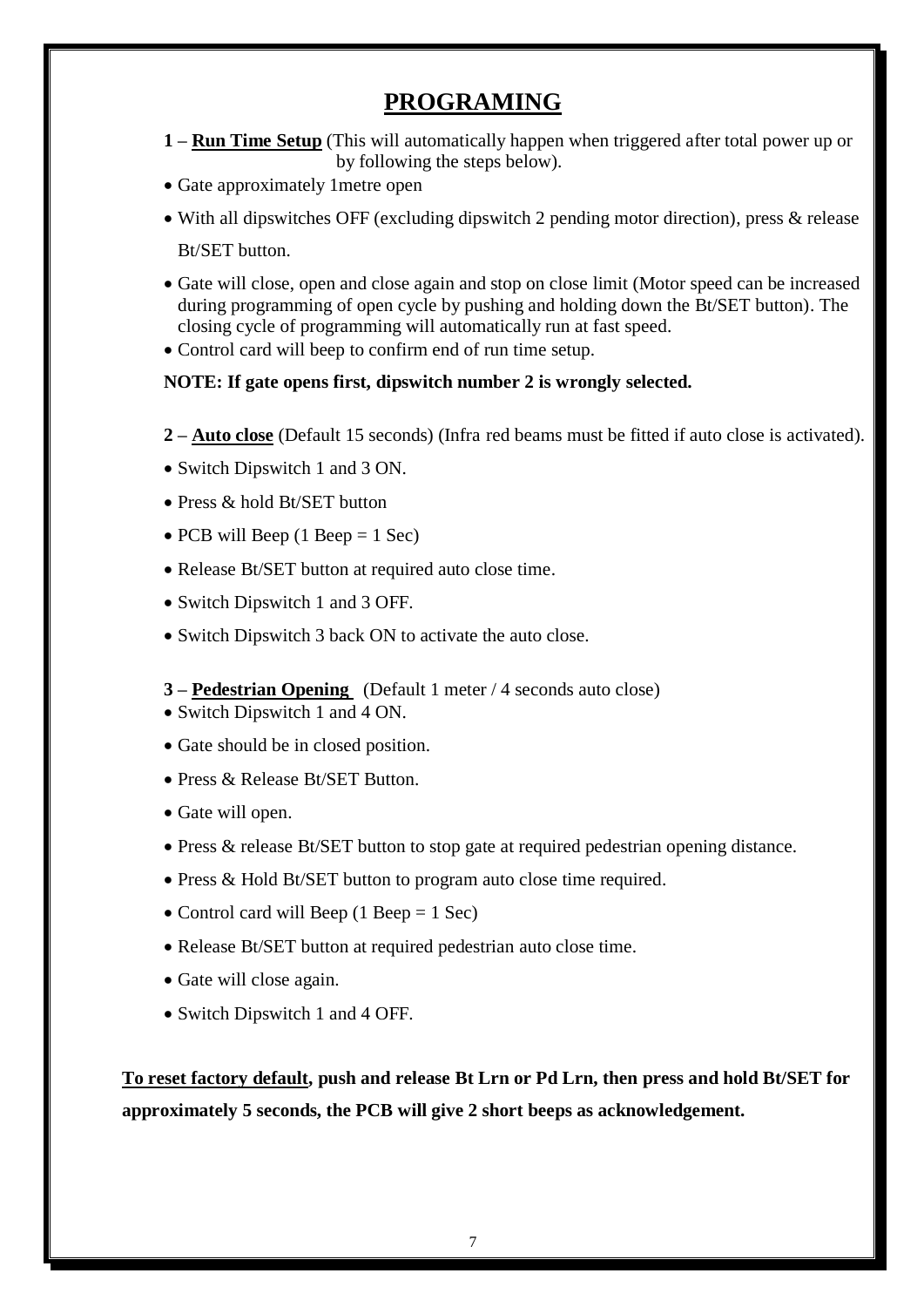# PROGRAMING

**1 – <u>Run Time Setup</u>** (This will automatically happen when triggered after total power up or by following the steps below).

- Gate approximately 1metre open
- With all dipswitches OFF (excluding dipswitch 2 pending motor direction), press & release Bt/SET button.
- Gate will close, open and close again and stop on close limit (Motor speed can be increased during programming of open cycle by pushing and holding down the Bt/SET button). The closing cycle of programming will automatically run at fast speed.
- Control card will beep to confirm end of run time setup.

**NOTE: If gate opens first, dipswitch number 2 is wrongly selected.**

**2 – <u>Auto close</u>** (Default 15 seconds) (Infra red beams must be fitted if auto close is activated).

- Switch Dipswitch 1 and 3 ON.
- Press & hold Bt/SET button
- PCB will Beep (1 Beep = 1 Sec)
- Release Bt/SET button at required auto close time.
- Switch Dipswitch 1 and 3 OFF.
- Switch Dipswitch 3 back ON to activate the auto close.

**3 – <u>Pedestrian Opening</u>** (Default 1 meter / 4 seconds auto close)

- Switch Dipswitch 1 and 4 ON.
- Gate should be in closed position.
- Press & Release Bt/SET Button.
- Gate will open.
- Press & release Bt/SET button to stop gate at required pedestrian opening distance.
- Press & Hold Bt/SET button to program auto close time required.
- Control card will Beep (1 Beep = 1 Sec)
- Release Bt/SET button at required pedestrian auto close time.
- Gate will close again.
- Switch Dipswitch 1 and 4 OFF.

**<u>To reset factory default</u>, push and release Bt Lrn or Pd Lrn, then press and hold Bt/SET for approximately 5 seconds, the PCB will give 2 short beeps as acknowledgement.**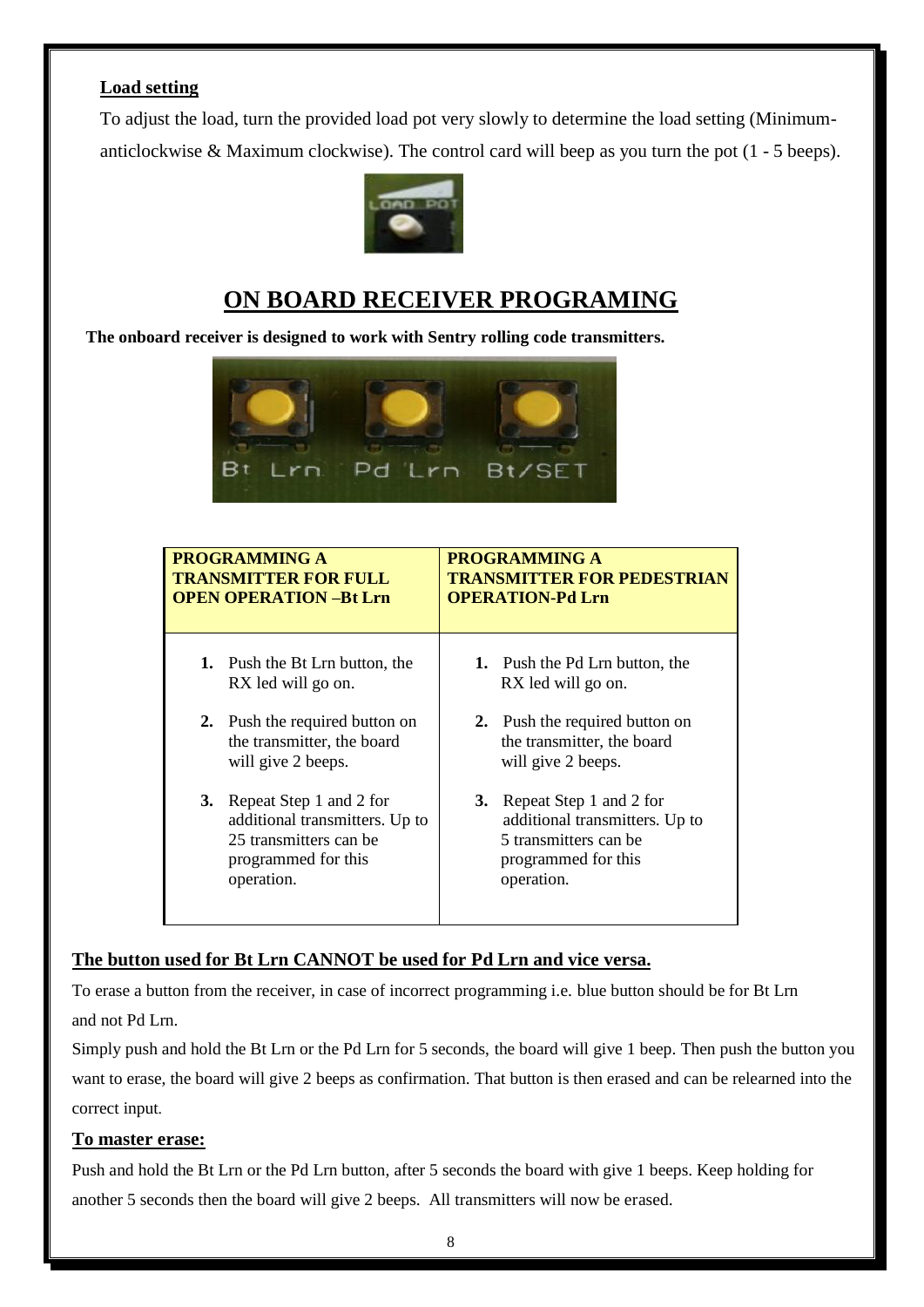**Load setting**

To adjust the load, turn the provided load pot very slowly to determine the load setting (Minimum- anticlockwise & Maximum clockwise). The control card will beep as you turn the pot (1 - 5 beeps).

## ON BOARD RECEIVER PROGRAMING

**The onboard receiver is designed to work with Sentry rolling code transmitters.**

| PROGRAMMING A TRANSMITTER FOR FULL OPEN OPERATION –Bt Lrn | PROGRAMMING A TRANSMITTER FOR PEDESTRIAN OPERATION-Pd Lrn |
|---|---|
| **1.** Push the Bt Lrn button, the RX led will go on.<br>**2.** Push the required button on the transmitter, the board will give 2 beeps.<br>**3.** Repeat Step 1 and 2 for additional transmitters. Up to 25 transmitters can be programmed for this operation. | **1.** Push the Pd Lrn button, the RX led will go on.<br>**2.** Push the required button on the transmitter, the board will give 2 beeps.<br>**3.** Repeat Step 1 and 2 for additional transmitters. Up to 5 transmitters can be programmed for this operation. |

**The button used for Bt Lrn CANNOT be used for Pd Lrn and vice versa.**

To erase a button from the receiver, in case of incorrect programming i.e. blue button should be for Bt Lrn and not Pd Lrn.

Simply push and hold the Bt Lrn or the Pd Lrn for 5 seconds, the board will give 1 beep. Then push the button you want to erase, the board will give 2 beeps as confirmation. That button is then erased and can be relearned into the correct input.

**To master erase:**

Push and hold the Bt Lrn or the Pd Lrn button, after 5 seconds the board with give 1 beeps. Keep holding for another 5 seconds then the board will give 2 beeps. All transmitters will now be erased.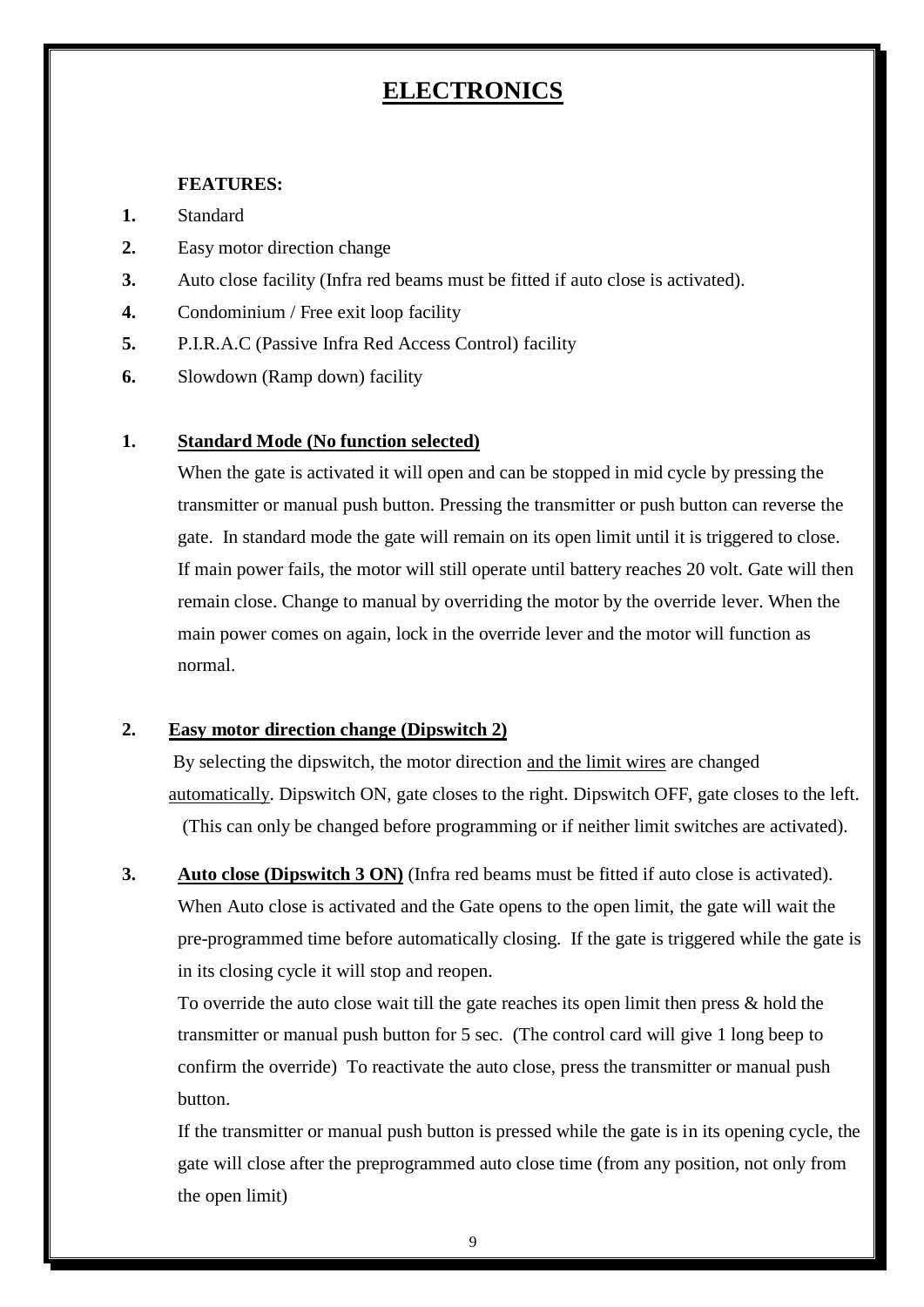# ELECTRONICS

**FEATURES:**

1. Standard
2. Easy motor direction change
3. Auto close facility (Infra red beams must be fitted if auto close is activated).
4. Condominium / Free exit loop facility
5. P.I.R.A.C (Passive Infra Red Access Control) facility
6. Slowdown (Ramp down) facility

**1. <u>Standard Mode (No function selected)</u>**

When the gate is activated it will open and can be stopped in mid cycle by pressing the transmitter or manual push button. Pressing the transmitter or push button can reverse the gate. In standard mode the gate will remain on its open limit until it is triggered to close. If main power fails, the motor will still operate until battery reaches 20 volt. Gate will then remain close. Change to manual by overriding the motor by the override lever. When the main power comes on again, lock in the override lever and the motor will function as normal.

**2. <u>Easy motor direction change (Dipswitch 2)</u>**

By selecting the dipswitch, the motor direction <u>and the limit wires</u> are changed <u>automatically</u>. Dipswitch ON, gate closes to the right. Dipswitch OFF, gate closes to the left. (This can only be changed before programming or if neither limit switches are activated).

**3. <u>Auto close (Dipswitch 3 ON)</u>** (Infra red beams must be fitted if auto close is activated).

When Auto close is activated and the Gate opens to the open limit, the gate will wait the pre-programmed time before automatically closing. If the gate is triggered while the gate is in its closing cycle it will stop and reopen.

To override the auto close wait till the gate reaches its open limit then press & hold the transmitter or manual push button for 5 sec. (The control card will give 1 long beep to confirm the override) To reactivate the auto close, press the transmitter or manual push button.

If the transmitter or manual push button is pressed while the gate is in its opening cycle, the gate will close after the preprogrammed auto close time (from any position, not only from the open limit)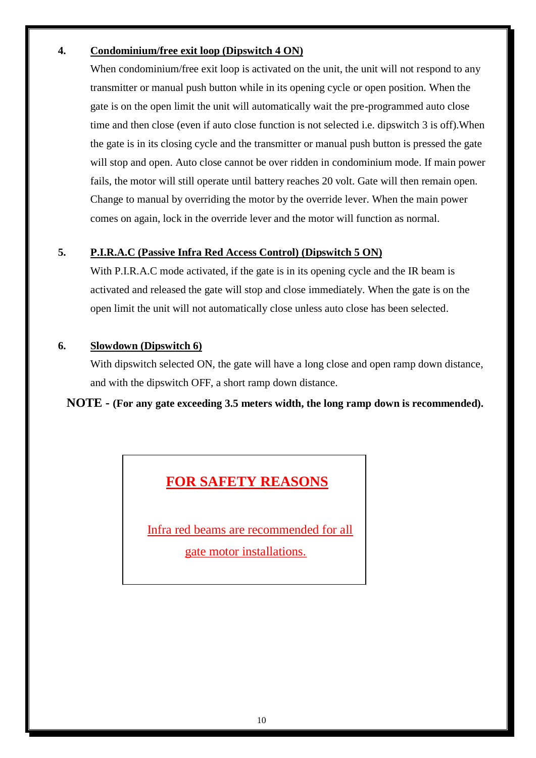**4. Condominium/free exit loop (Dipswitch 4 ON)**

When condominium/free exit loop is activated on the unit, the unit will not respond to any transmitter or manual push button while in its opening cycle or open position. When the gate is on the open limit the unit will automatically wait the pre-programmed auto close time and then close (even if auto close function is not selected i.e. dipswitch 3 is off).When the gate is in its closing cycle and the transmitter or manual push button is pressed the gate will stop and open. Auto close cannot be over ridden in condominium mode. If main power fails, the motor will still operate until battery reaches 20 volt. Gate will then remain open. Change to manual by overriding the motor by the override lever. When the main power comes on again, lock in the override lever and the motor will function as normal.

**5. P.I.R.A.C (Passive Infra Red Access Control) (Dipswitch 5 ON)**

With P.I.R.A.C mode activated, if the gate is in its opening cycle and the IR beam is activated and released the gate will stop and close immediately. When the gate is on the open limit the unit will not automatically close unless auto close has been selected.

**6. Slowdown (Dipswitch 6)**

With dipswitch selected ON, the gate will have a long close and open ramp down distance, and with the dipswitch OFF, a short ramp down distance.

**NOTE - (For any gate exceeding 3.5 meters width, the long ramp down is recommended).**

**FOR SAFETY REASONS**

Infra red beams are recommended for all gate motor installations.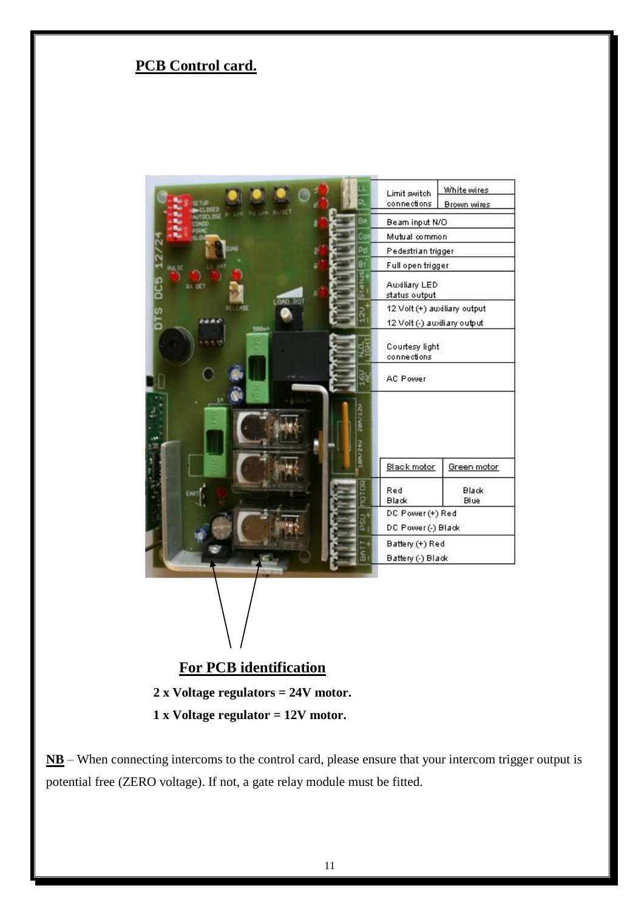## PCB Control card.

| | | |
|---|---|---|
| Limit switch connections | White wires | |
| | Brown wires | |
| Beam input N/O | | |
| Mutual common | | |
| Pedestrian trigger | | |
| Full open trigger | | |
| Auxiliary LED status output | | |
| 12 Volt (+) auxiliary output | | |
| 12 Volt (-) auxiliary output | | |
| Courtesy light connections | | |
| AC Power | | |
| | | |
| Black motor | Green motor | |
| Red<br>Black | Black<br>Blue | |
| DC Power (+) Red | | |
| DC Power (-) Black | | |
| Battery (+) Red | | |
| Battery (-) Black | | |

### For PCB identification

**2 x Voltage regulators = 24V motor.**

**1 x Voltage regulator = 12V motor.**

**NB** – When connecting intercoms to the control card, please ensure that your intercom trigger output is potential free (ZERO voltage). If not, a gate relay module must be fitted.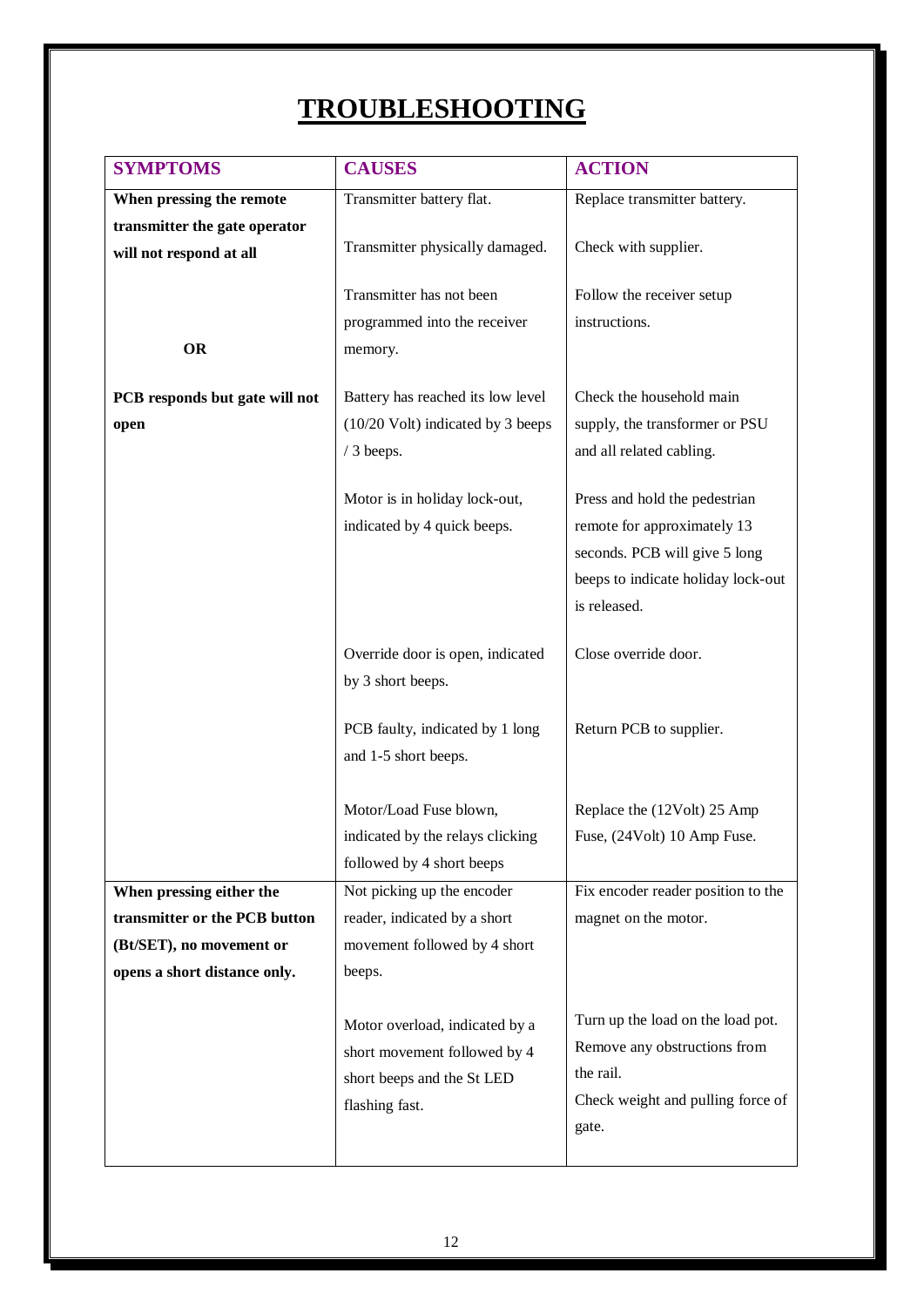# TROUBLESHOOTING

| SYMPTOMS | CAUSES | ACTION |
|---|---|---|
| **When pressing the remote transmitter the gate operator will not respond at all** | Transmitter battery flat. | Replace transmitter battery. |
| | Transmitter physically damaged. | Check with supplier. |
| **OR** | Transmitter has not been programmed into the receiver memory. | Follow the receiver setup instructions. |
| **PCB responds but gate will not open** | Battery has reached its low level (10/20 Volt) indicated by 3 beeps / 3 beeps. | Check the household main supply, the transformer or PSU and all related cabling. |
| | Motor is in holiday lock-out, indicated by 4 quick beeps. | Press and hold the pedestrian remote for approximately 13 seconds. PCB will give 5 long beeps to indicate holiday lock-out is released. |
| | Override door is open, indicated by 3 short beeps. | Close override door. |
| | PCB faulty, indicated by 1 long and 1-5 short beeps. | Return PCB to supplier. |
| | Motor/Load Fuse blown, indicated by the relays clicking followed by 4 short beeps | Replace the (12Volt) 25 Amp Fuse, (24Volt) 10 Amp Fuse. |
| **When pressing either the transmitter or the PCB button (Bt/SET), no movement or opens a short distance only.** | Not picking up the encoder reader, indicated by a short movement followed by 4 short beeps. | Fix encoder reader position to the magnet on the motor. |
| | Motor overload, indicated by a short movement followed by 4 short beeps and the St LED flashing fast. | Turn up the load on the load pot. Remove any obstructions from the rail. Check weight and pulling force of gate. |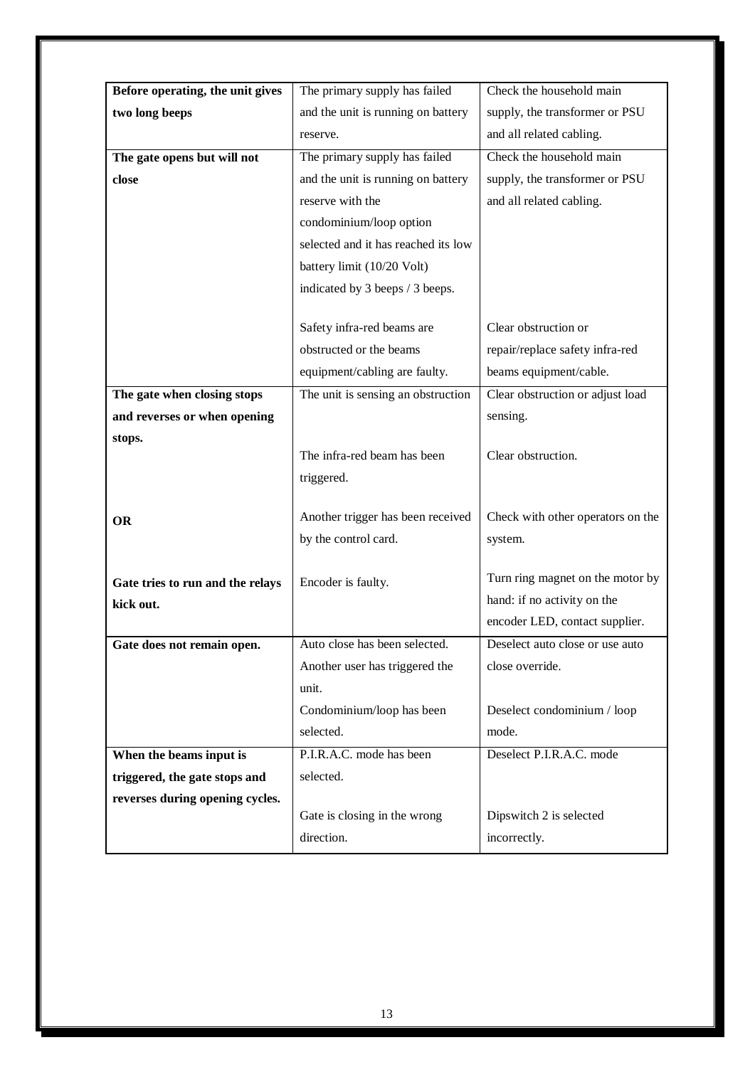| **Before operating, the unit gives two long beeps** | The primary supply has failed and the unit is running on battery reserve. | Check the household main supply, the transformer or PSU and all related cabling. |
|---|---|---|
| **The gate opens but will not close** | The primary supply has failed and the unit is running on battery reserve with the condominium/loop option selected and it has reached its low battery limit (10/20 Volt) indicated by 3 beeps / 3 beeps. | Check the household main supply, the transformer or PSU and all related cabling. |
| | Safety infra-red beams are obstructed or the beams equipment/cabling are faulty. | Clear obstruction or repair/replace safety infra-red beams equipment/cable. |
| **The gate when closing stops and reverses or when opening stops.** | The unit is sensing an obstruction | Clear obstruction or adjust load sensing. |
| | The infra-red beam has been triggered. | Clear obstruction. |
| **OR** | Another trigger has been received by the control card. | Check with other operators on the system. |
| **Gate tries to run and the relays kick out.** | Encoder is faulty. | Turn ring magnet on the motor by hand: if no activity on the encoder LED, contact supplier. |
| **Gate does not remain open.** | Auto close has been selected. Another user has triggered the unit. | Deselect auto close or use auto close override. |
| | Condominium/loop has been selected. | Deselect condominium / loop mode. |
| **When the beams input is triggered, the gate stops and reverses during opening cycles.** | P.I.R.A.C. mode has been selected. | Deselect P.I.R.A.C. mode |
| | Gate is closing in the wrong direction. | Dipswitch 2 is selected incorrectly. |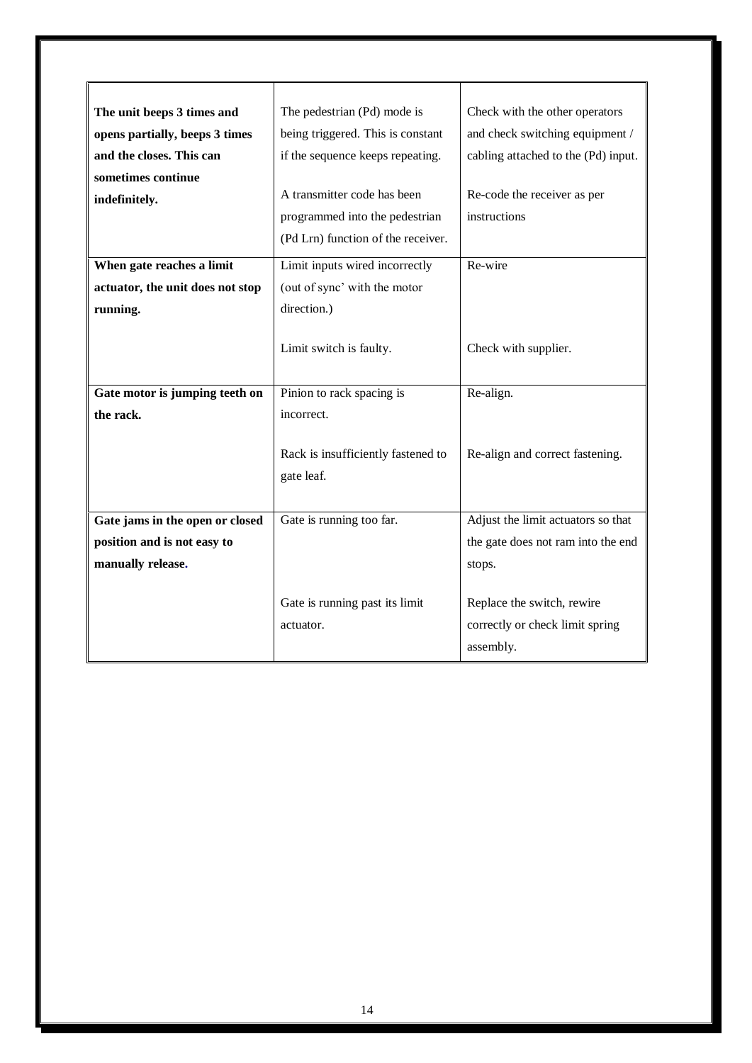| | | |
|---|---|---|
| **The unit beeps 3 times and opens partially, beeps 3 times and the closes. This can sometimes continue indefinitely.** | The pedestrian (Pd) mode is being triggered. This is constant if the sequence keeps repeating.<br><br>A transmitter code has been programmed into the pedestrian (Pd Lrn) function of the receiver. | Check with the other operators and check switching equipment / cabling attached to the (Pd) input.<br><br>Re-code the receiver as per instructions |
| **When gate reaches a limit actuator, the unit does not stop running.** | Limit inputs wired incorrectly (out of sync' with the motor direction.)<br><br>Limit switch is faulty. | Re-wire<br><br>Check with supplier. |
| **Gate motor is jumping teeth on the rack.** | Pinion to rack spacing is incorrect.<br><br>Rack is insufficiently fastened to gate leaf. | Re-align.<br><br>Re-align and correct fastening. |
| **Gate jams in the open or closed position and is not easy to manually release.** | Gate is running too far.<br><br>Gate is running past its limit actuator. | Adjust the limit actuators so that the gate does not ram into the end stops.<br><br>Replace the switch, rewire correctly or check limit spring assembly. |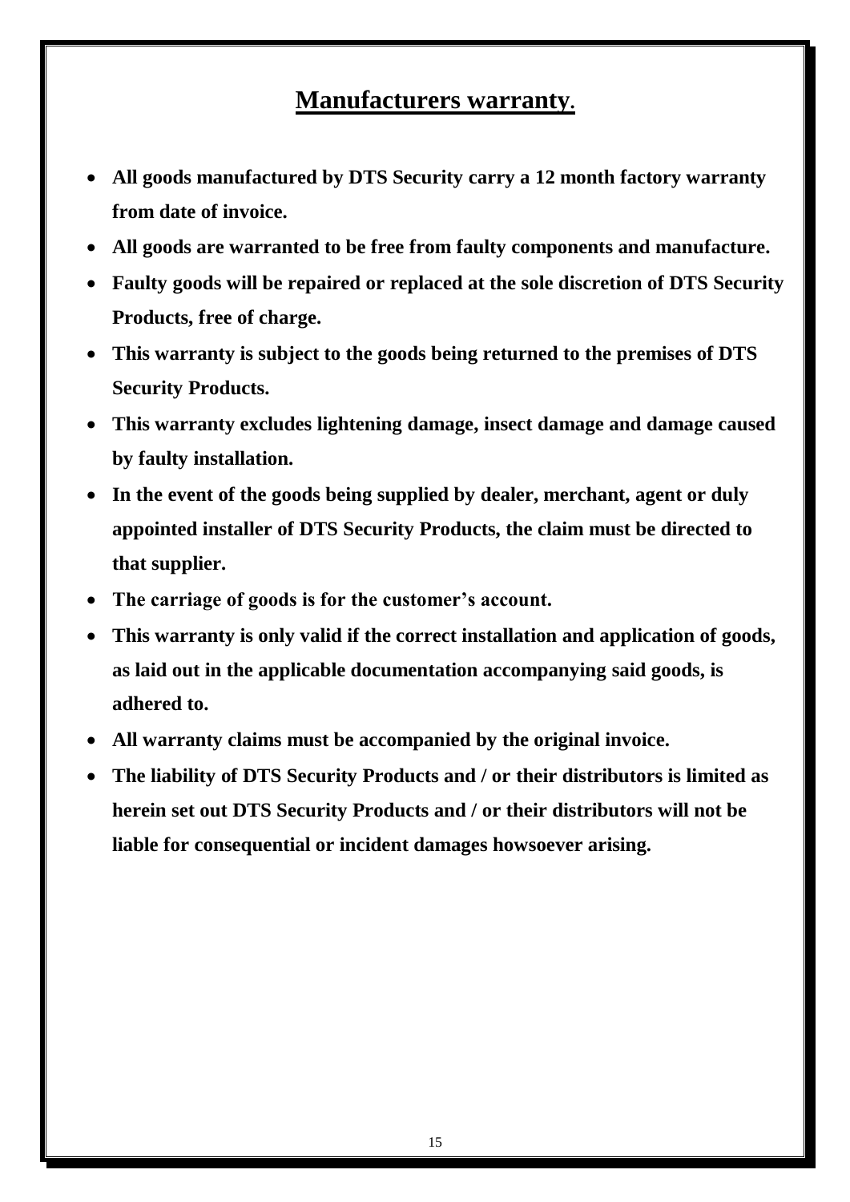# Manufacturers warranty.

- **All goods manufactured by DTS Security carry a 12 month factory warranty from date of invoice.**
- **All goods are warranted to be free from faulty components and manufacture.**
- **Faulty goods will be repaired or replaced at the sole discretion of DTS Security Products, free of charge.**
- **This warranty is subject to the goods being returned to the premises of DTS Security Products.**
- **This warranty excludes lightening damage, insect damage and damage caused by faulty installation.**
- **In the event of the goods being supplied by dealer, merchant, agent or duly appointed installer of DTS Security Products, the claim must be directed to that supplier.**
- **The carriage of goods is for the customer's account.**
- **This warranty is only valid if the correct installation and application of goods, as laid out in the applicable documentation accompanying said goods, is adhered to.**
- **All warranty claims must be accompanied by the original invoice.**
- **The liability of DTS Security Products and / or their distributors is limited as herein set out DTS Security Products and / or their distributors will not be liable for consequential or incident damages howsoever arising.**